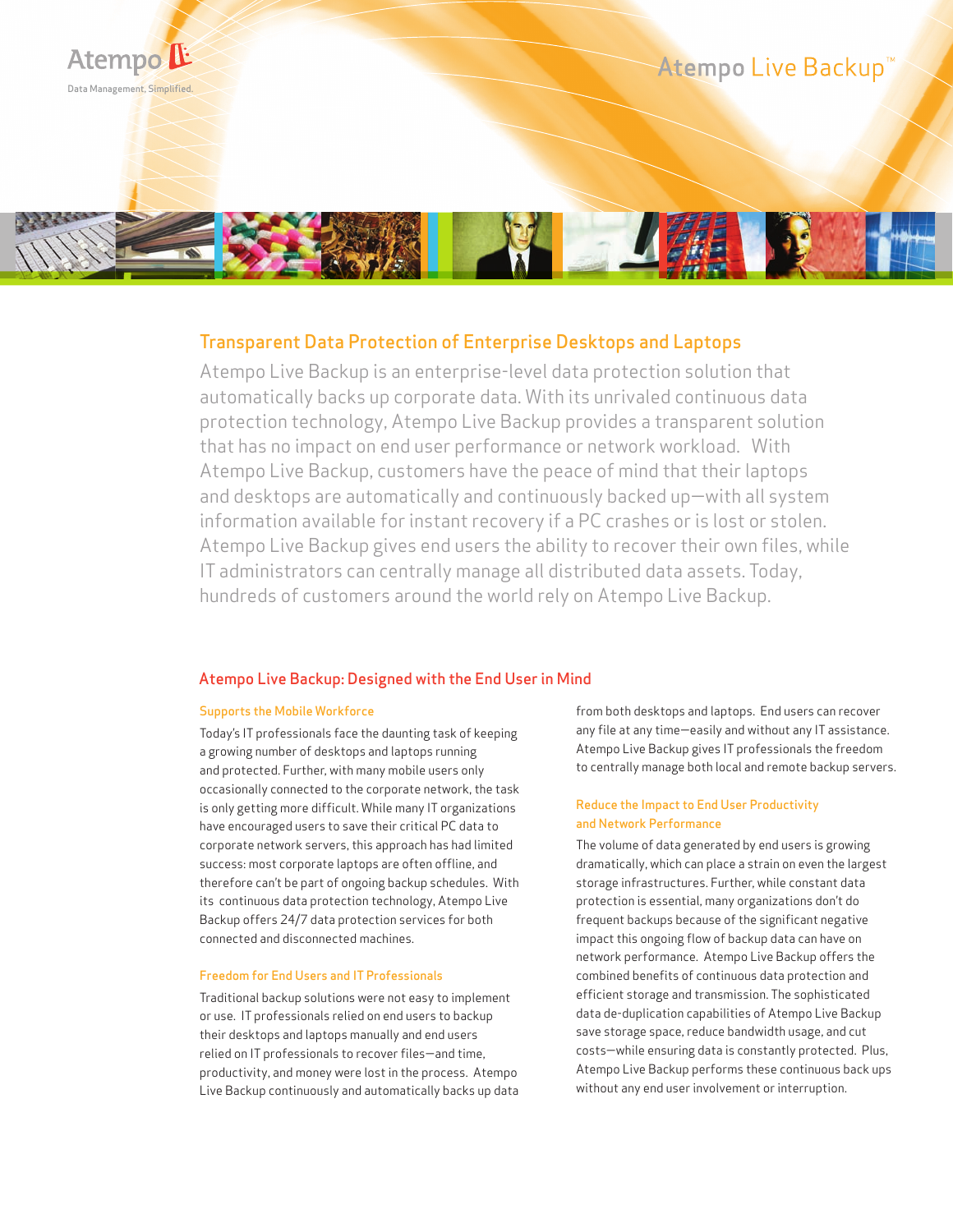Atempo

Data Management, Simplified.

# Atempo Live Backup™

## Transparent Data Protection of Enterprise Desktops and Laptops

Atempo Live Backup is an enterprise-level data protection solution that automatically backs up corporate data. With its unrivaled continuous data protection technology, Atempo Live Backup provides a transparent solution that has no impact on end user performance or network workload. With Atempo Live Backup, customers have the peace of mind that their laptops and desktops are automatically and continuously backed up—with all system information available for instant recovery if a PC crashes or is lost or stolen. Atempo Live Backup gives end users the ability to recover their own files, while IT administrators can centrally manage all distributed data assets. Today, hundreds of customers around the world rely on Atempo Live Backup.

## Atempo Live Backup: Designed with the End User in Mind

### Supports the Mobile Workforce

Today's IT professionals face the daunting task of keeping a growing number of desktops and laptops running and protected. Further, with many mobile users only occasionally connected to the corporate network, the task is only getting more difficult. While many IT organizations have encouraged users to save their critical PC data to corporate network servers, this approach has had limited success: most corporate laptops are often offline, and therefore can't be part of ongoing backup schedules. With its continuous data protection technology, Atempo Live Backup offers 24/7 data protection services for both connected and disconnected machines.

### Freedom for End Users and IT Professionals

Traditional backup solutions were not easy to implement or use. IT professionals relied on end users to backup their desktops and laptops manually and end users relied on IT professionals to recover files—and time, productivity, and money were lost in the process. Atempo Live Backup continuously and automatically backs up data from both desktops and laptops. End users can recover any file at any time—easily and without any IT assistance. Atempo Live Backup gives IT professionals the freedom to centrally manage both local and remote backup servers.

### Reduce the Impact to End User Productivity and Network Performance

The volume of data generated by end users is growing dramatically, which can place a strain on even the largest storage infrastructures. Further, while constant data protection is essential, many organizations don't do frequent backups because of the significant negative impact this ongoing flow of backup data can have on network performance. Atempo Live Backup offers the combined benefits of continuous data protection and efficient storage and transmission. The sophisticated data de-duplication capabilities of Atempo Live Backup save storage space, reduce bandwidth usage, and cut costs—while ensuring data is constantly protected. Plus, Atempo Live Backup performs these continuous back ups without any end user involvement or interruption.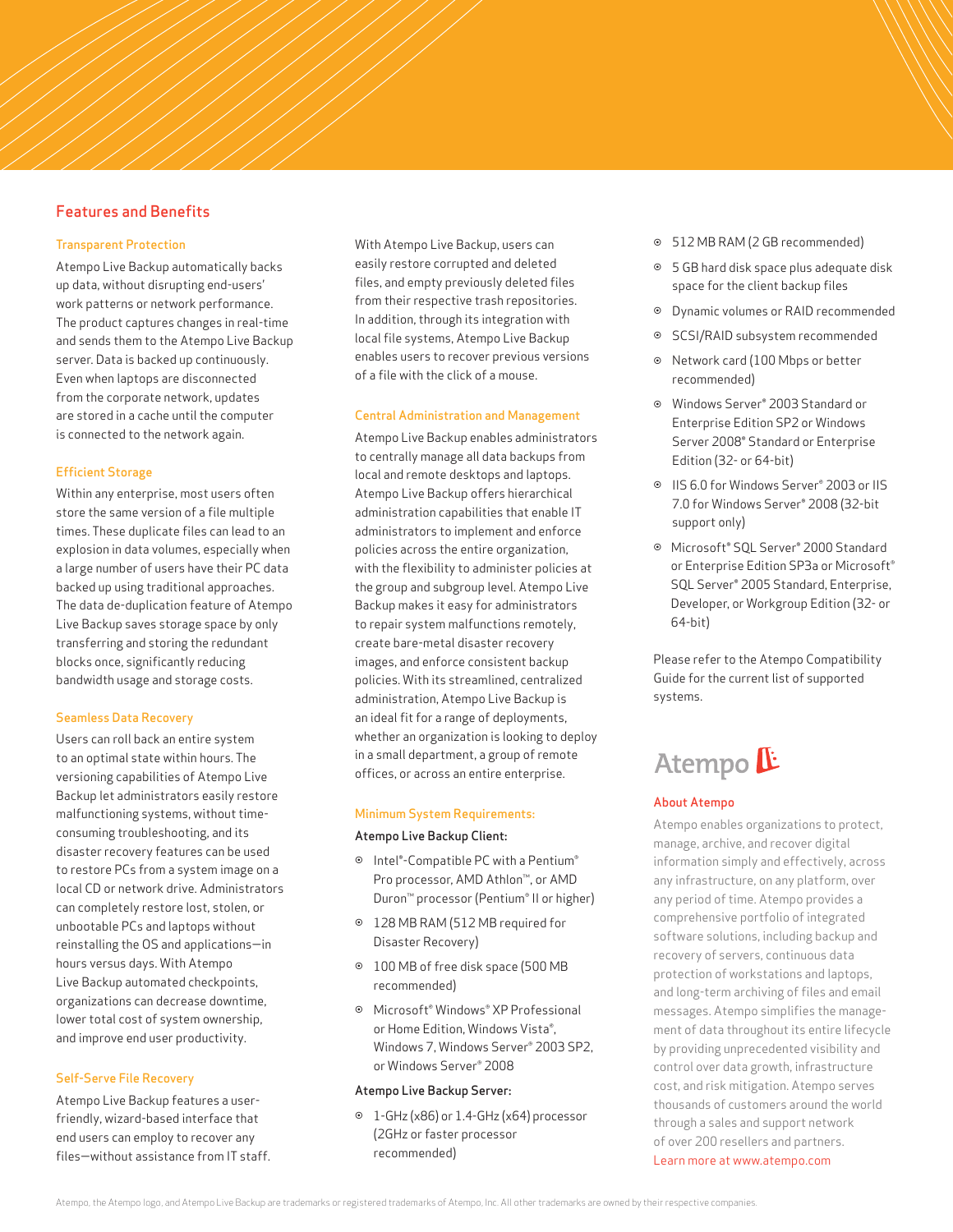## Features and Benefits

### Transparent Protection

Atempo Live Backup automatically backs up data, without disrupting end-users' work patterns or network performance. The product captures changes in real-time and sends them to the Atempo Live Backup server. Data is backed up continuously. Even when laptops are disconnected from the corporate network, updates are stored in a cache until the computer is connected to the network again.

### Efficient Storage

Within any enterprise, most users often store the same version of a file multiple times. These duplicate files can lead to an explosion in data volumes, especially when a large number of users have their PC data backed up using traditional approaches. The data de-duplication feature of Atempo Live Backup saves storage space by only transferring and storing the redundant blocks once, significantly reducing bandwidth usage and storage costs.

### Seamless Data Recovery

Users can roll back an entire system to an optimal state within hours. The versioning capabilities of Atempo Live Backup let administrators easily restore malfunctioning systems, without time-consuming troubleshooting, and its disaster recovery features can be used to restore PCs from a system image on a local CD or network drive. Administrators can completely restore lost, stolen, or unbootable PCs and laptops without reinstalling the OS and applications—in hours versus days. With Atempo Live Backup automated checkpoints, organizations can decrease downtime, lower total cost of system ownership, and improve end user productivity.

### Self-Serve File Recovery

Atempo Live Backup features a user-friendly, wizard-based interface that end users can employ to recover any files—without assistance from IT staff. With Atempo Live Backup, users can easily restore corrupted and deleted files, and empty previously deleted files from their respective trash repositories. In addition, through its integration with local file systems, Atempo Live Backup enables users to recover previous versions of a file with the click of a mouse.

### Central Administration and Management

Atempo Live Backup enables administrators to centrally manage all data backups from local and remote desktops and laptops. Atempo Live Backup offers hierarchical administration capabilities that enable IT administrators to implement and enforce policies across the entire organization, with the flexibility to administer policies at the group and subgroup level. Atempo Live Backup makes it easy for administrators to repair system malfunctions remotely, create bare-metal disaster recovery images, and enforce consistent backup policies. With its streamlined, centralized administration, Atempo Live Backup is an ideal fit for a range of deployments, whether an organization is looking to deploy in a small department, a group of remote offices, or across an entire enterprise.

### Minimum System Requirements:

**Atempo Live Backup Client:**

- Intel®-Compatible PC with a Pentium® Pro processor, AMD Athlon™, or AMD Duron™ processor (Pentium® II or higher)
- 128 MB RAM (512 MB required for Disaster Recovery)
- 100 MB of free disk space (500 MB recommended)
- Microsoft® Windows® XP Professional or Home Edition, Windows Vista®, Windows 7, Windows Server® 2003 SP2, or Windows Server® 2008

**Atempo Live Backup Server:**

- 1-GHz (x86) or 1.4-GHz (x64) processor (2GHz or faster processor recommended)
- 512 MB RAM (2 GB recommended)
- 5 GB hard disk space plus adequate disk space for the client backup files
- Dynamic volumes or RAID recommended
- SCSI/RAID subsystem recommended
- Network card (100 Mbps or better recommended)
- Windows Server® 2003 Standard or Enterprise Edition SP2 or Windows Server 2008® Standard or Enterprise Edition (32- or 64-bit)
- IIS 6.0 for Windows Server® 2003 or IIS 7.0 for Windows Server® 2008 (32-bit support only)
- Microsoft® SQL Server® 2000 Standard or Enterprise Edition SP3a or Microsoft® SQL Server® 2005 Standard, Enterprise, Developer, or Workgroup Edition (32- or 64-bit)

Please refer to the Atempo Compatibility Guide for the current list of supported systems.

Atempo

### About Atempo

Atempo enables organizations to protect, manage, archive, and recover digital information simply and effectively, across any infrastructure, on any platform, over any period of time. Atempo provides a comprehensive portfolio of integrated software solutions, including backup and recovery of servers, continuous data protection of workstations and laptops, and long-term archiving of files and email messages. Atempo simplifies the management of data throughout its entire lifecycle by providing unprecedented visibility and control over data growth, infrastructure cost, and risk mitigation. Atempo serves thousands of customers around the world through a sales and support network of over 200 resellers and partners.

Learn more at www.atempo.com

Atempo, the Atempo logo, and Atempo Live Backup are trademarks or registered trademarks of Atempo, Inc. All other trademarks are owned by their respective companies.